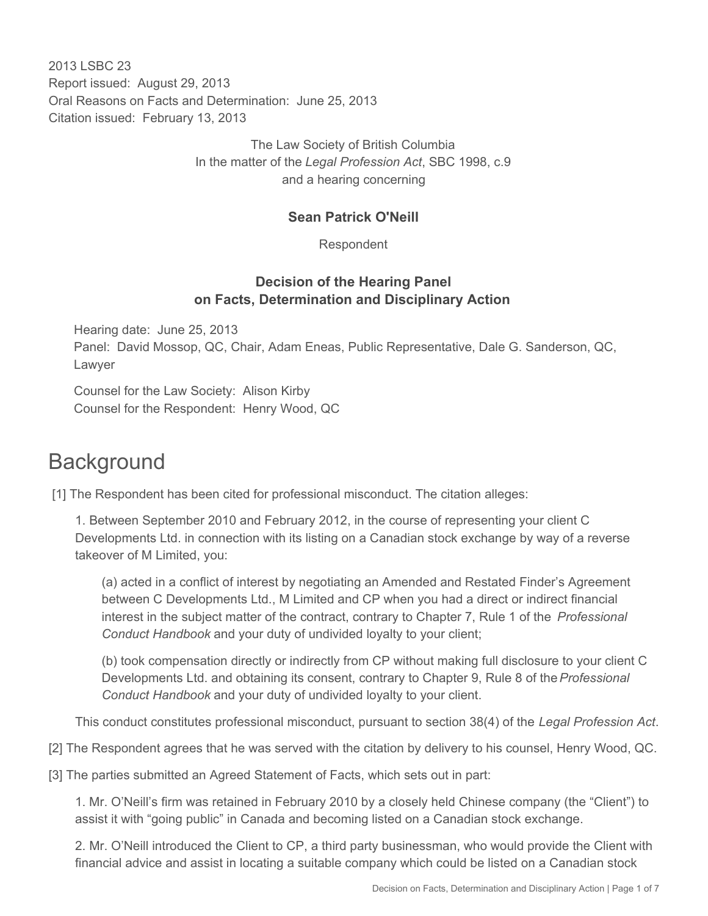2013 LSBC 23
Report issued: August 29, 2013
Oral Reasons on Facts and Determination: June 25, 2013
Citation issued: February 13, 2013

The Law Society of British Columbia
In the matter of the *Legal Profession Act*, SBC 1998, c.9
and a hearing concerning

**Sean Patrick O'Neill**

Respondent

**Decision of the Hearing Panel on Facts, Determination and Disciplinary Action**

Hearing date: June 25, 2013
Panel: David Mossop, QC, Chair, Adam Eneas, Public Representative, Dale G. Sanderson, QC, Lawyer

Counsel for the Law Society: Alison Kirby
Counsel for the Respondent: Henry Wood, QC

# Background

[1] The Respondent has been cited for professional misconduct. The citation alleges:

> 1. Between September 2010 and February 2012, in the course of representing your client C Developments Ltd. in connection with its listing on a Canadian stock exchange by way of a reverse takeover of M Limited, you:
>
> > (a) acted in a conflict of interest by negotiating an Amended and Restated Finder's Agreement between C Developments Ltd., M Limited and CP when you had a direct or indirect financial interest in the subject matter of the contract, contrary to Chapter 7, Rule 1 of the *Professional Conduct Handbook* and your duty of undivided loyalty to your client;
> >
> > (b) took compensation directly or indirectly from CP without making full disclosure to your client C Developments Ltd. and obtaining its consent, contrary to Chapter 9, Rule 8 of the *Professional Conduct Handbook* and your duty of undivided loyalty to your client.
>
> This conduct constitutes professional misconduct, pursuant to section 38(4) of the *Legal Profession Act*.

[2] The Respondent agrees that he was served with the citation by delivery to his counsel, Henry Wood, QC.

[3] The parties submitted an Agreed Statement of Facts, which sets out in part:

> 1. Mr. O'Neill's firm was retained in February 2010 by a closely held Chinese company (the "Client") to assist it with "going public" in Canada and becoming listed on a Canadian stock exchange.
>
> 2. Mr. O'Neill introduced the Client to CP, a third party businessman, who would provide the Client with financial advice and assist in locating a suitable company which could be listed on a Canadian stock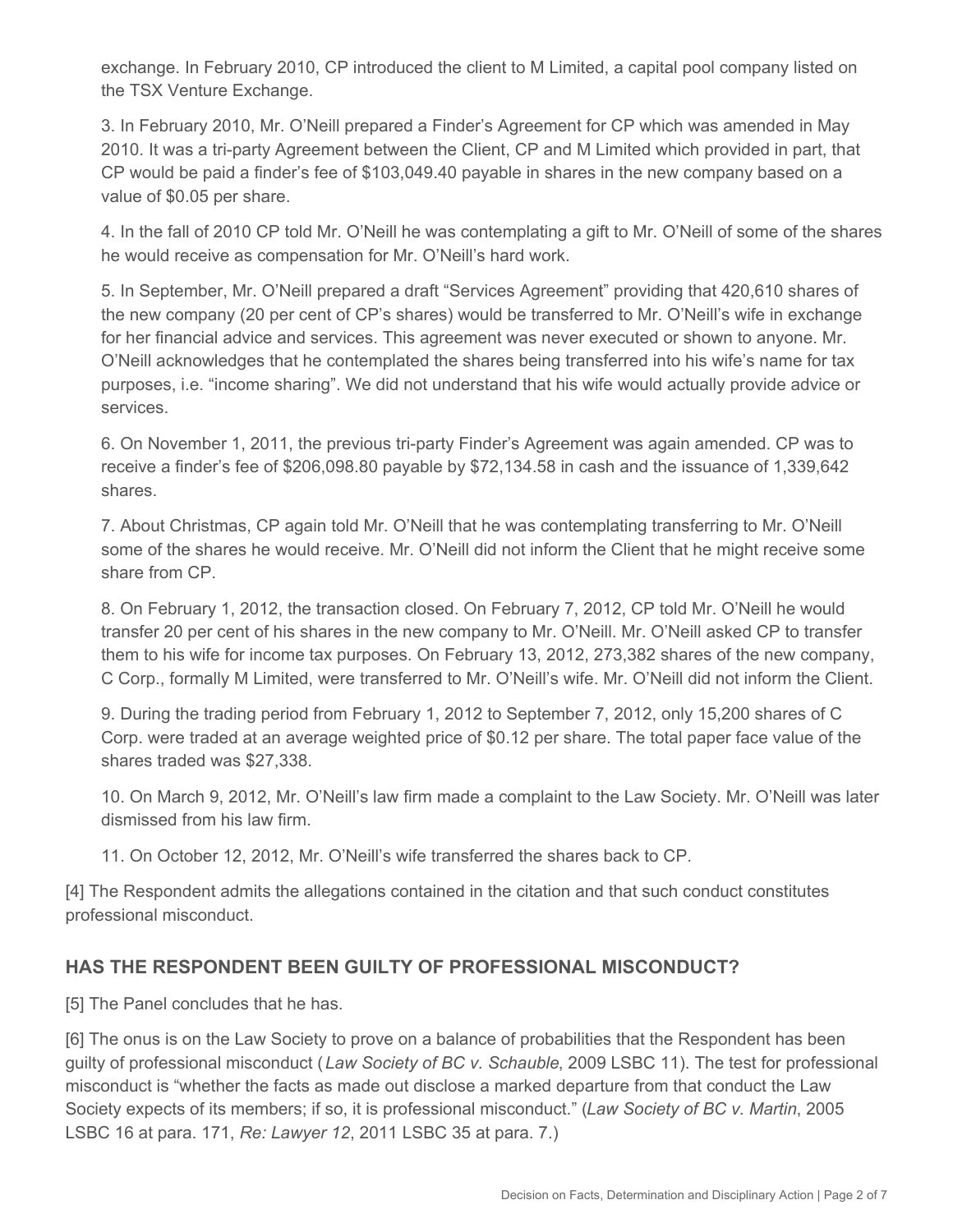exchange. In February 2010, CP introduced the client to M Limited, a capital pool company listed on the TSX Venture Exchange.

3. In February 2010, Mr. O'Neill prepared a Finder's Agreement for CP which was amended in May 2010. It was a tri-party Agreement between the Client, CP and M Limited which provided in part, that CP would be paid a finder's fee of $103,049.40 payable in shares in the new company based on a value of $0.05 per share.

4. In the fall of 2010 CP told Mr. O'Neill he was contemplating a gift to Mr. O'Neill of some of the shares he would receive as compensation for Mr. O'Neill's hard work.

5. In September, Mr. O'Neill prepared a draft "Services Agreement" providing that 420,610 shares of the new company (20 per cent of CP's shares) would be transferred to Mr. O'Neill's wife in exchange for her financial advice and services. This agreement was never executed or shown to anyone. Mr. O'Neill acknowledges that he contemplated the shares being transferred into his wife's name for tax purposes, i.e. "income sharing". We did not understand that his wife would actually provide advice or services.

6. On November 1, 2011, the previous tri-party Finder's Agreement was again amended. CP was to receive a finder's fee of $206,098.80 payable by $72,134.58 in cash and the issuance of 1,339,642 shares.

7. About Christmas, CP again told Mr. O'Neill that he was contemplating transferring to Mr. O'Neill some of the shares he would receive. Mr. O'Neill did not inform the Client that he might receive some share from CP.

8. On February 1, 2012, the transaction closed. On February 7, 2012, CP told Mr. O'Neill he would transfer 20 per cent of his shares in the new company to Mr. O'Neill. Mr. O'Neill asked CP to transfer them to his wife for income tax purposes. On February 13, 2012, 273,382 shares of the new company, C Corp., formally M Limited, were transferred to Mr. O'Neill's wife. Mr. O'Neill did not inform the Client.

9. During the trading period from February 1, 2012 to September 7, 2012, only 15,200 shares of C Corp. were traded at an average weighted price of $0.12 per share. The total paper face value of the shares traded was $27,338.

10. On March 9, 2012, Mr. O'Neill's law firm made a complaint to the Law Society. Mr. O'Neill was later dismissed from his law firm.

11. On October 12, 2012, Mr. O'Neill's wife transferred the shares back to CP.

[4] The Respondent admits the allegations contained in the citation and that such conduct constitutes professional misconduct.

## HAS THE RESPONDENT BEEN GUILTY OF PROFESSIONAL MISCONDUCT?

[5] The Panel concludes that he has.

[6] The onus is on the Law Society to prove on a balance of probabilities that the Respondent has been guilty of professional misconduct (*Law Society of BC v. Schauble*, 2009 LSBC 11). The test for professional misconduct is "whether the facts as made out disclose a marked departure from that conduct the Law Society expects of its members; if so, it is professional misconduct." (*Law Society of BC v. Martin*, 2005 LSBC 16 at para. 171, *Re: Lawyer 12*, 2011 LSBC 35 at para. 7.)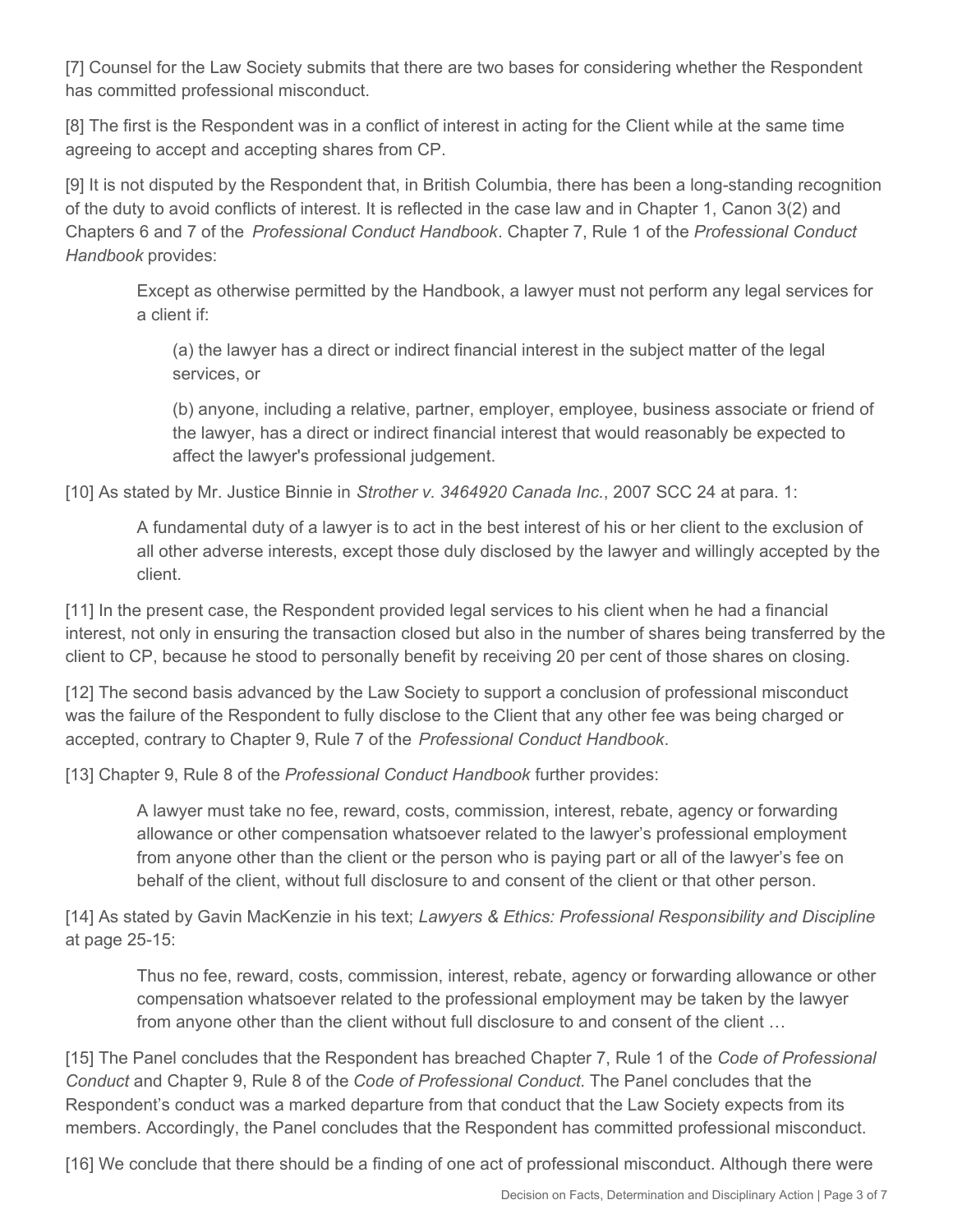[7] Counsel for the Law Society submits that there are two bases for considering whether the Respondent has committed professional misconduct.

[8] The first is the Respondent was in a conflict of interest in acting for the Client while at the same time agreeing to accept and accepting shares from CP.

[9] It is not disputed by the Respondent that, in British Columbia, there has been a long-standing recognition of the duty to avoid conflicts of interest. It is reflected in the case law and in Chapter 1, Canon 3(2) and Chapters 6 and 7 of the *Professional Conduct Handbook*. Chapter 7, Rule 1 of the *Professional Conduct Handbook* provides:

> Except as otherwise permitted by the Handbook, a lawyer must not perform any legal services for a client if:
>
> > (a) the lawyer has a direct or indirect financial interest in the subject matter of the legal services, or
> >
> > (b) anyone, including a relative, partner, employer, employee, business associate or friend of the lawyer, has a direct or indirect financial interest that would reasonably be expected to affect the lawyer's professional judgement.

[10] As stated by Mr. Justice Binnie in *Strother v. 3464920 Canada Inc.*, 2007 SCC 24 at para. 1:

> A fundamental duty of a lawyer is to act in the best interest of his or her client to the exclusion of all other adverse interests, except those duly disclosed by the lawyer and willingly accepted by the client.

[11] In the present case, the Respondent provided legal services to his client when he had a financial interest, not only in ensuring the transaction closed but also in the number of shares being transferred by the client to CP, because he stood to personally benefit by receiving 20 per cent of those shares on closing.

[12] The second basis advanced by the Law Society to support a conclusion of professional misconduct was the failure of the Respondent to fully disclose to the Client that any other fee was being charged or accepted, contrary to Chapter 9, Rule 7 of the *Professional Conduct Handbook*.

[13] Chapter 9, Rule 8 of the *Professional Conduct Handbook* further provides:

> A lawyer must take no fee, reward, costs, commission, interest, rebate, agency or forwarding allowance or other compensation whatsoever related to the lawyer's professional employment from anyone other than the client or the person who is paying part or all of the lawyer's fee on behalf of the client, without full disclosure to and consent of the client or that other person.

[14] As stated by Gavin MacKenzie in his text; *Lawyers & Ethics: Professional Responsibility and Discipline* at page 25-15:

> Thus no fee, reward, costs, commission, interest, rebate, agency or forwarding allowance or other compensation whatsoever related to the professional employment may be taken by the lawyer from anyone other than the client without full disclosure to and consent of the client …

[15] The Panel concludes that the Respondent has breached Chapter 7, Rule 1 of the *Code of Professional Conduct* and Chapter 9, Rule 8 of the *Code of Professional Conduct*. The Panel concludes that the Respondent's conduct was a marked departure from that conduct that the Law Society expects from its members. Accordingly, the Panel concludes that the Respondent has committed professional misconduct.

[16] We conclude that there should be a finding of one act of professional misconduct. Although there were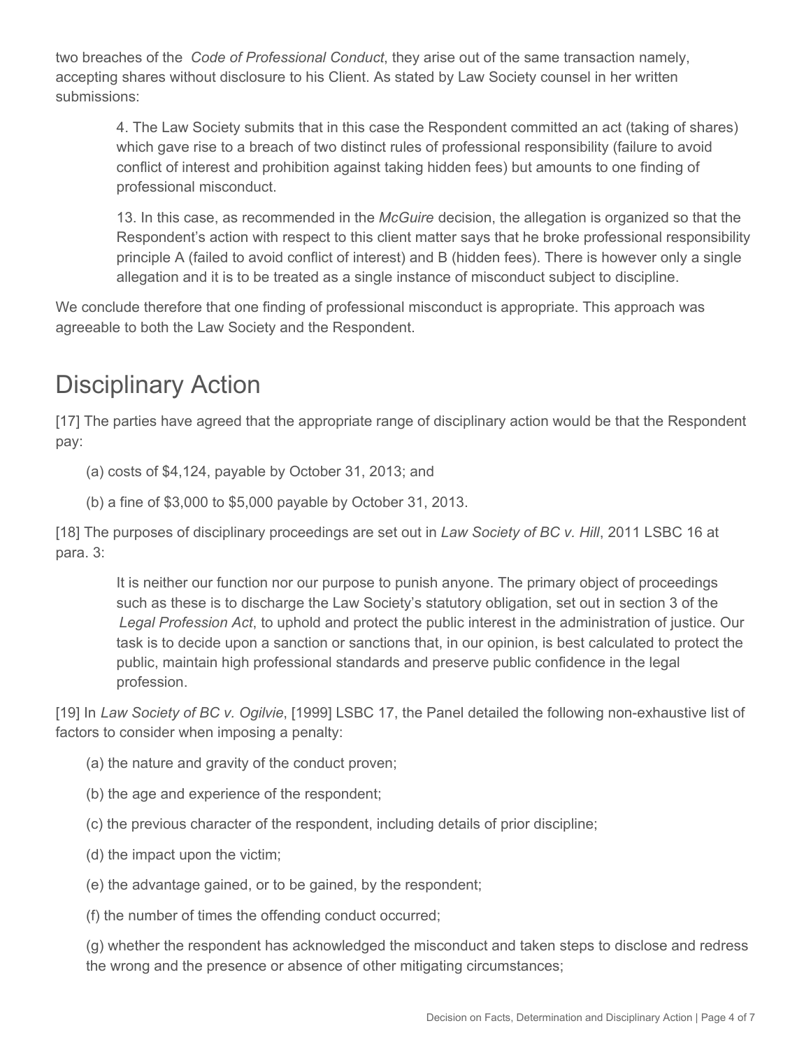two breaches of the *Code of Professional Conduct*, they arise out of the same transaction namely, accepting shares without disclosure to his Client. As stated by Law Society counsel in her written submissions:

> 4. The Law Society submits that in this case the Respondent committed an act (taking of shares) which gave rise to a breach of two distinct rules of professional responsibility (failure to avoid conflict of interest and prohibition against taking hidden fees) but amounts to one finding of professional misconduct.
>
> 13. In this case, as recommended in the *McGuire* decision, the allegation is organized so that the Respondent's action with respect to this client matter says that he broke professional responsibility principle A (failed to avoid conflict of interest) and B (hidden fees). There is however only a single allegation and it is to be treated as a single instance of misconduct subject to discipline.

We conclude therefore that one finding of professional misconduct is appropriate. This approach was agreeable to both the Law Society and the Respondent.

# Disciplinary Action

[17] The parties have agreed that the appropriate range of disciplinary action would be that the Respondent pay:

(a) costs of $4,124, payable by October 31, 2013; and

(b) a fine of $3,000 to $5,000 payable by October 31, 2013.

[18] The purposes of disciplinary proceedings are set out in *Law Society of BC v. Hill*, 2011 LSBC 16 at para. 3:

> It is neither our function nor our purpose to punish anyone. The primary object of proceedings such as these is to discharge the Law Society's statutory obligation, set out in section 3 of the *Legal Profession Act*, to uphold and protect the public interest in the administration of justice. Our task is to decide upon a sanction or sanctions that, in our opinion, is best calculated to protect the public, maintain high professional standards and preserve public confidence in the legal profession.

[19] In *Law Society of BC v. Ogilvie*, [1999] LSBC 17, the Panel detailed the following non-exhaustive list of factors to consider when imposing a penalty:

(a) the nature and gravity of the conduct proven;

(b) the age and experience of the respondent;

(c) the previous character of the respondent, including details of prior discipline;

(d) the impact upon the victim;

(e) the advantage gained, or to be gained, by the respondent;

(f) the number of times the offending conduct occurred;

(g) whether the respondent has acknowledged the misconduct and taken steps to disclose and redress the wrong and the presence or absence of other mitigating circumstances;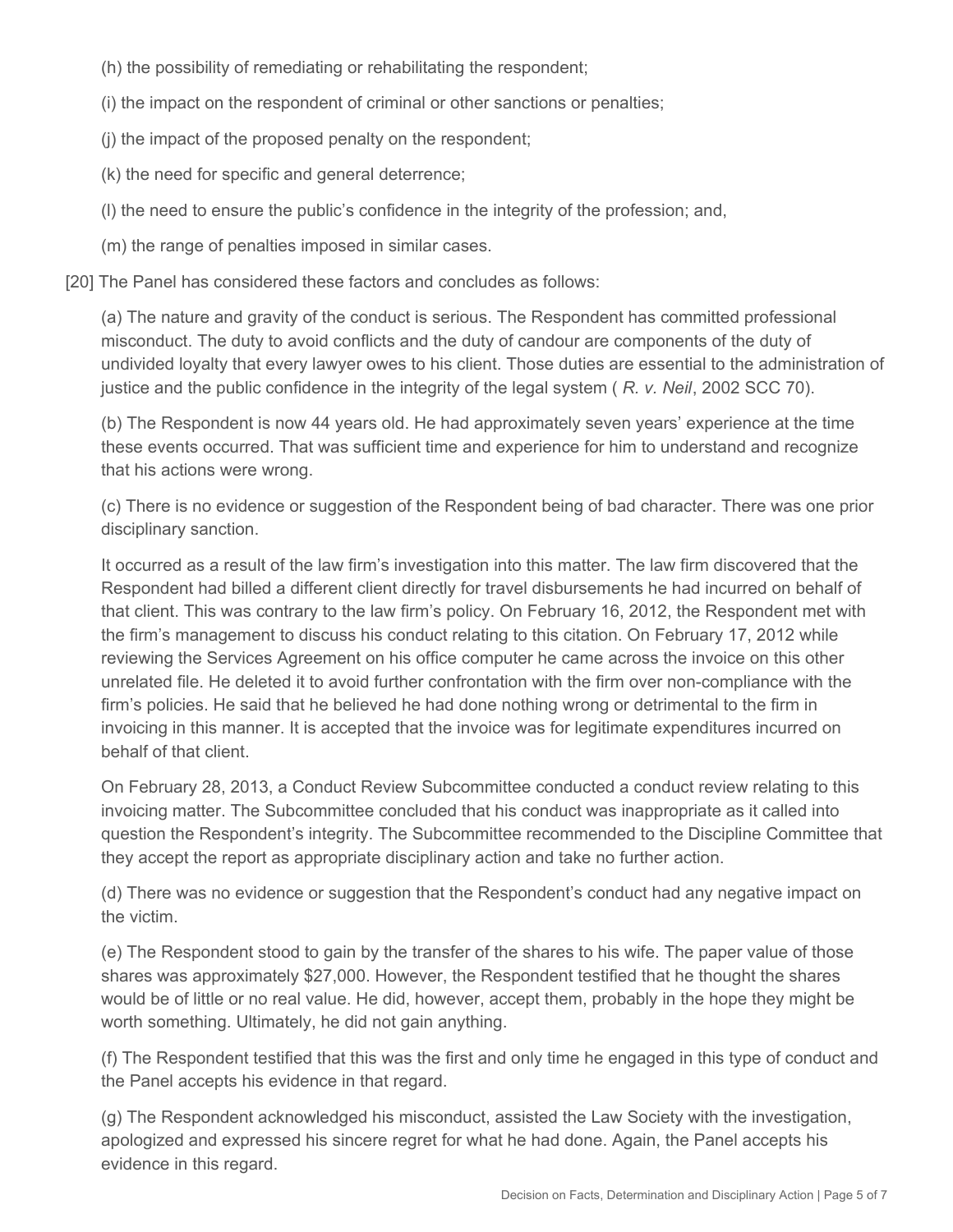(h) the possibility of remediating or rehabilitating the respondent;

(i) the impact on the respondent of criminal or other sanctions or penalties;

(j) the impact of the proposed penalty on the respondent;

(k) the need for specific and general deterrence;

(l) the need to ensure the public's confidence in the integrity of the profession; and,

(m) the range of penalties imposed in similar cases.

[20] The Panel has considered these factors and concludes as follows:

(a) The nature and gravity of the conduct is serious. The Respondent has committed professional misconduct. The duty to avoid conflicts and the duty of candour are components of the duty of undivided loyalty that every lawyer owes to his client. Those duties are essential to the administration of justice and the public confidence in the integrity of the legal system ( *R. v. Neil*, 2002 SCC 70).

(b) The Respondent is now 44 years old. He had approximately seven years' experience at the time these events occurred. That was sufficient time and experience for him to understand and recognize that his actions were wrong.

(c) There is no evidence or suggestion of the Respondent being of bad character. There was one prior disciplinary sanction.

It occurred as a result of the law firm's investigation into this matter. The law firm discovered that the Respondent had billed a different client directly for travel disbursements he had incurred on behalf of that client. This was contrary to the law firm's policy. On February 16, 2012, the Respondent met with the firm's management to discuss his conduct relating to this citation. On February 17, 2012 while reviewing the Services Agreement on his office computer he came across the invoice on this other unrelated file. He deleted it to avoid further confrontation with the firm over non-compliance with the firm's policies. He said that he believed he had done nothing wrong or detrimental to the firm in invoicing in this manner. It is accepted that the invoice was for legitimate expenditures incurred on behalf of that client.

On February 28, 2013, a Conduct Review Subcommittee conducted a conduct review relating to this invoicing matter. The Subcommittee concluded that his conduct was inappropriate as it called into question the Respondent's integrity. The Subcommittee recommended to the Discipline Committee that they accept the report as appropriate disciplinary action and take no further action.

(d) There was no evidence or suggestion that the Respondent's conduct had any negative impact on the victim.

(e) The Respondent stood to gain by the transfer of the shares to his wife. The paper value of those shares was approximately $27,000. However, the Respondent testified that he thought the shares would be of little or no real value. He did, however, accept them, probably in the hope they might be worth something. Ultimately, he did not gain anything.

(f) The Respondent testified that this was the first and only time he engaged in this type of conduct and the Panel accepts his evidence in that regard.

(g) The Respondent acknowledged his misconduct, assisted the Law Society with the investigation, apologized and expressed his sincere regret for what he had done. Again, the Panel accepts his evidence in this regard.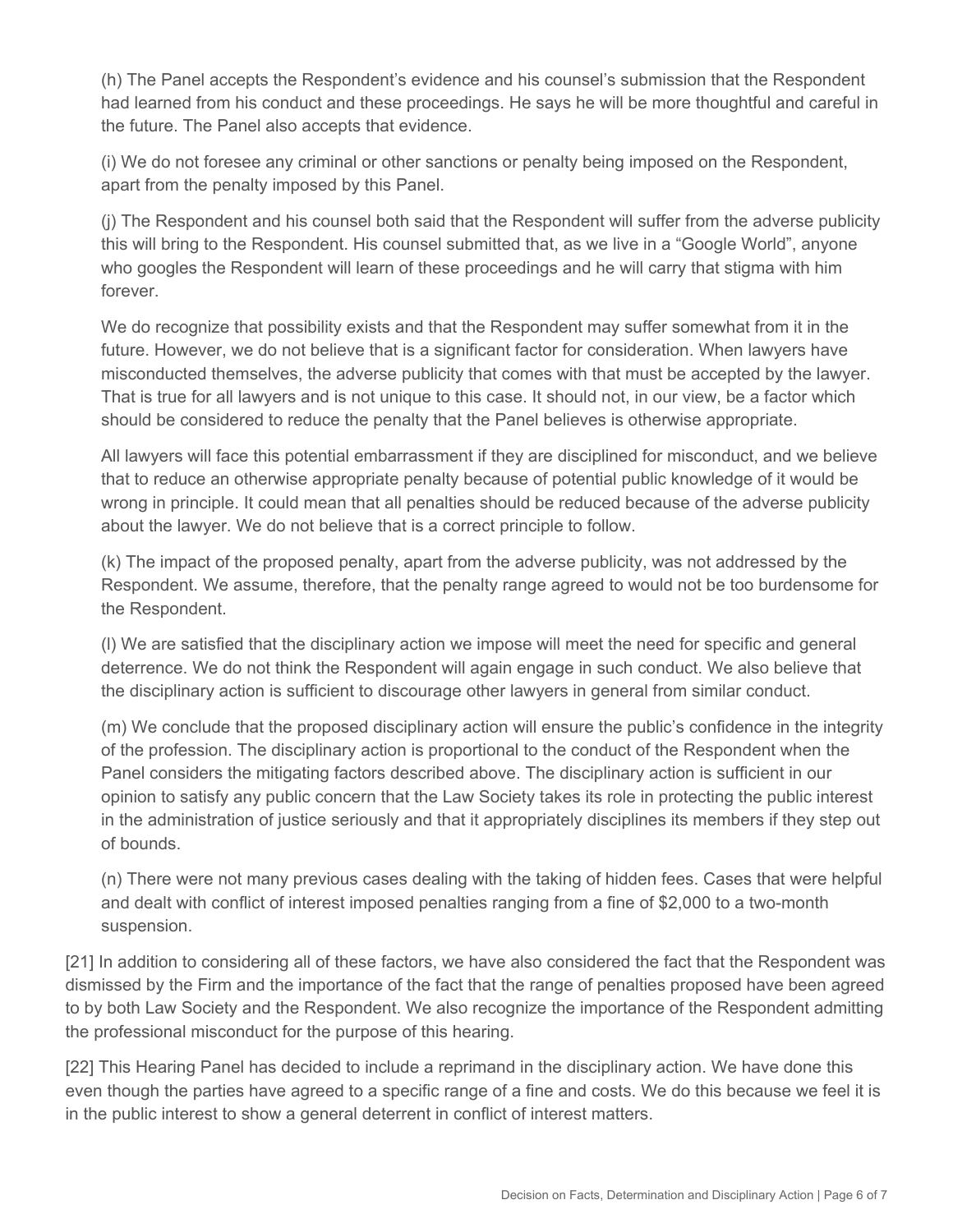(h) The Panel accepts the Respondent's evidence and his counsel's submission that the Respondent had learned from his conduct and these proceedings. He says he will be more thoughtful and careful in the future. The Panel also accepts that evidence.

(i) We do not foresee any criminal or other sanctions or penalty being imposed on the Respondent, apart from the penalty imposed by this Panel.

(j) The Respondent and his counsel both said that the Respondent will suffer from the adverse publicity this will bring to the Respondent. His counsel submitted that, as we live in a "Google World", anyone who googles the Respondent will learn of these proceedings and he will carry that stigma with him forever.

We do recognize that possibility exists and that the Respondent may suffer somewhat from it in the future. However, we do not believe that is a significant factor for consideration. When lawyers have misconducted themselves, the adverse publicity that comes with that must be accepted by the lawyer. That is true for all lawyers and is not unique to this case. It should not, in our view, be a factor which should be considered to reduce the penalty that the Panel believes is otherwise appropriate.

All lawyers will face this potential embarrassment if they are disciplined for misconduct, and we believe that to reduce an otherwise appropriate penalty because of potential public knowledge of it would be wrong in principle. It could mean that all penalties should be reduced because of the adverse publicity about the lawyer. We do not believe that is a correct principle to follow.

(k) The impact of the proposed penalty, apart from the adverse publicity, was not addressed by the Respondent. We assume, therefore, that the penalty range agreed to would not be too burdensome for the Respondent.

(l) We are satisfied that the disciplinary action we impose will meet the need for specific and general deterrence. We do not think the Respondent will again engage in such conduct. We also believe that the disciplinary action is sufficient to discourage other lawyers in general from similar conduct.

(m) We conclude that the proposed disciplinary action will ensure the public's confidence in the integrity of the profession. The disciplinary action is proportional to the conduct of the Respondent when the Panel considers the mitigating factors described above. The disciplinary action is sufficient in our opinion to satisfy any public concern that the Law Society takes its role in protecting the public interest in the administration of justice seriously and that it appropriately disciplines its members if they step out of bounds.

(n) There were not many previous cases dealing with the taking of hidden fees. Cases that were helpful and dealt with conflict of interest imposed penalties ranging from a fine of $2,000 to a two-month suspension.

[21] In addition to considering all of these factors, we have also considered the fact that the Respondent was dismissed by the Firm and the importance of the fact that the range of penalties proposed have been agreed to by both Law Society and the Respondent. We also recognize the importance of the Respondent admitting the professional misconduct for the purpose of this hearing.

[22] This Hearing Panel has decided to include a reprimand in the disciplinary action. We have done this even though the parties have agreed to a specific range of a fine and costs. We do this because we feel it is in the public interest to show a general deterrent in conflict of interest matters.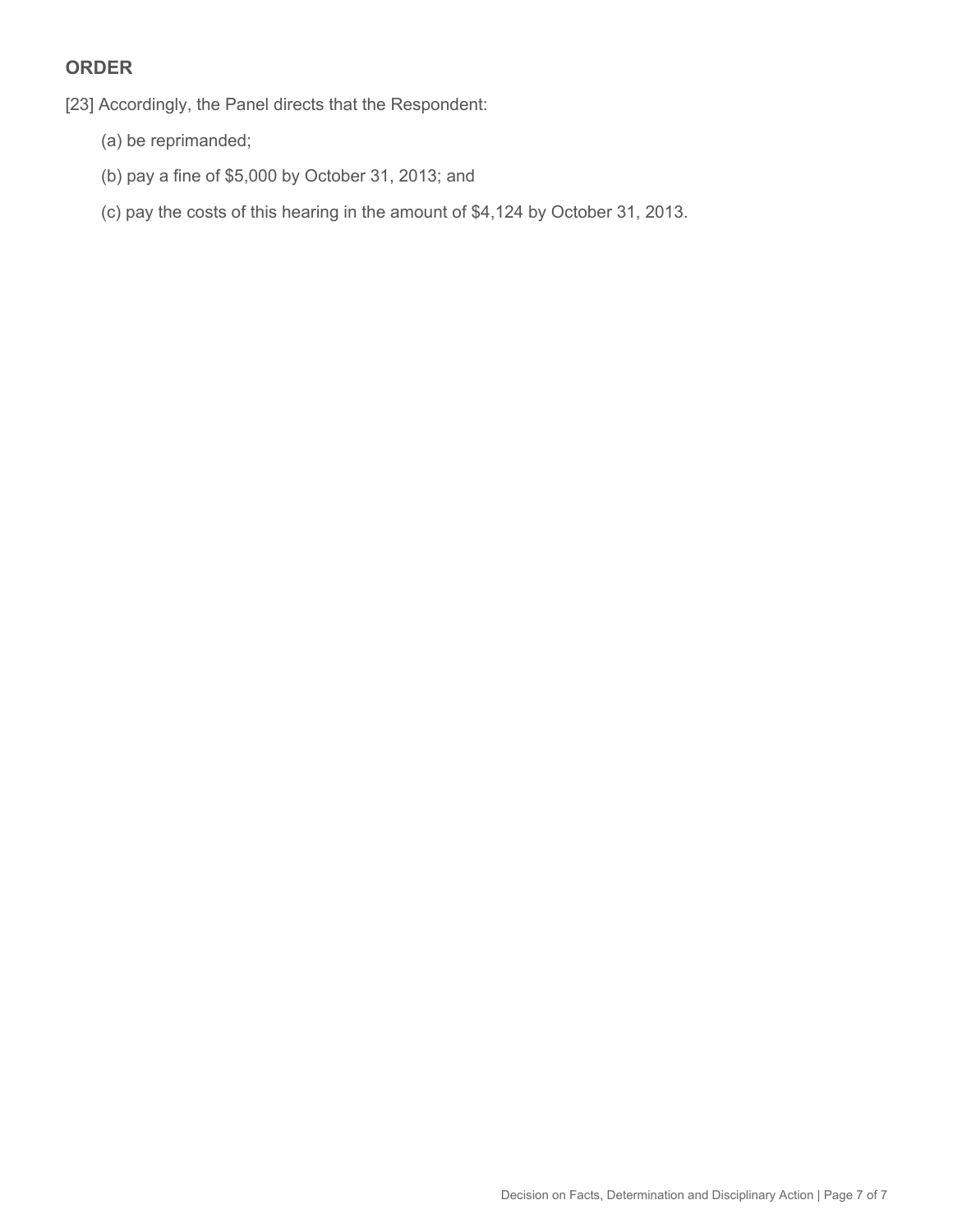## ORDER

[23] Accordingly, the Panel directs that the Respondent:

(a) be reprimanded;

(b) pay a fine of $5,000 by October 31, 2013; and

(c) pay the costs of this hearing in the amount of $4,124 by October 31, 2013.